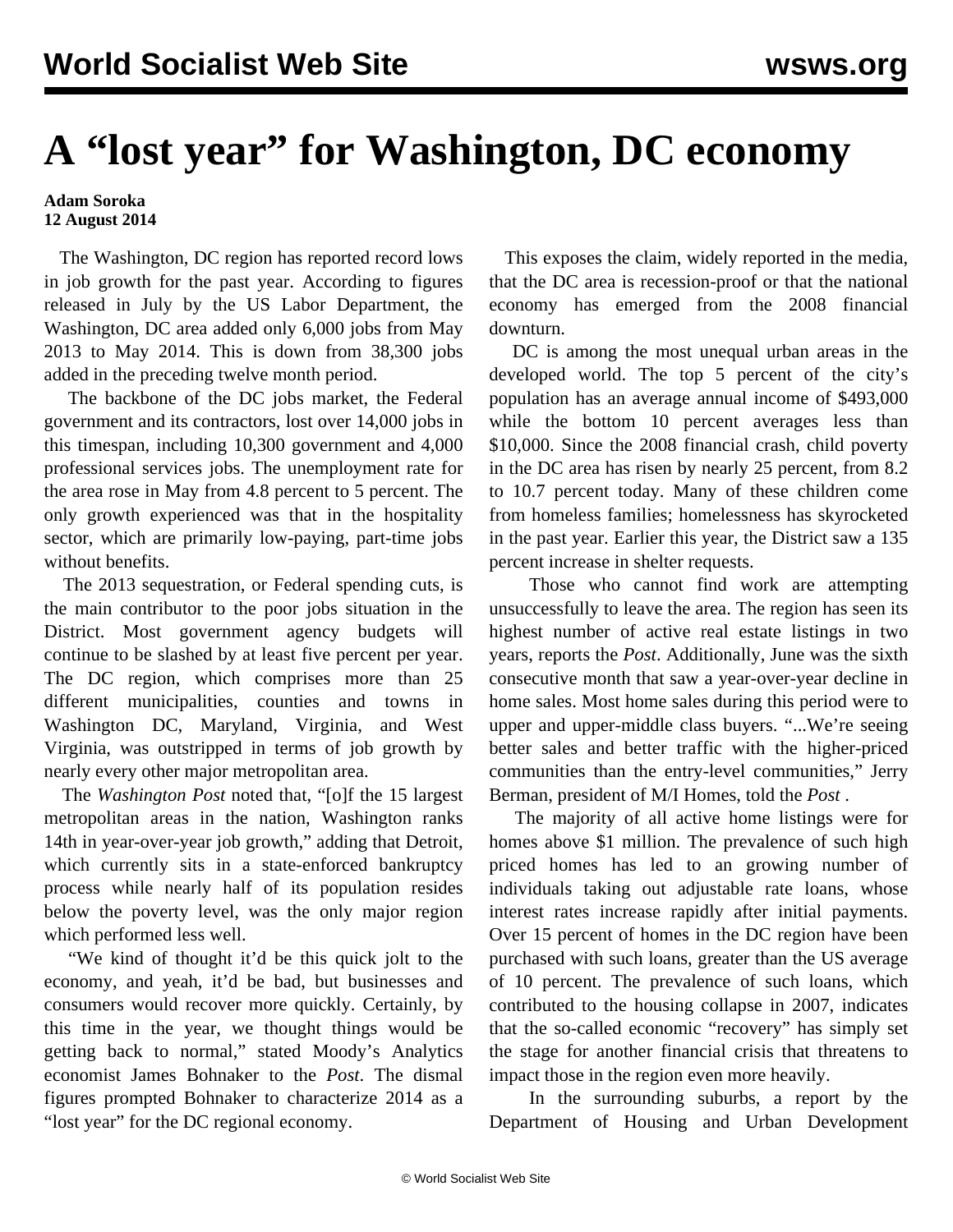# A "lost year" for Washington, DC economy

**Adam Soroka**
**12 August 2014**

The Washington, DC region has reported record lows in job growth for the past year. According to figures released in July by the US Labor Department, the Washington, DC area added only 6,000 jobs from May 2013 to May 2014. This is down from 38,300 jobs added in the preceding twelve month period.

The backbone of the DC jobs market, the Federal government and its contractors, lost over 14,000 jobs in this timespan, including 10,300 government and 4,000 professional services jobs. The unemployment rate for the area rose in May from 4.8 percent to 5 percent. The only growth experienced was that in the hospitality sector, which are primarily low-paying, part-time jobs without benefits.

The 2013 sequestration, or Federal spending cuts, is the main contributor to the poor jobs situation in the District. Most government agency budgets will continue to be slashed by at least five percent per year. The DC region, which comprises more than 25 different municipalities, counties and towns in Washington DC, Maryland, Virginia, and West Virginia, was outstripped in terms of job growth by nearly every other major metropolitan area.

The *Washington Post* noted that, "[o]f the 15 largest metropolitan areas in the nation, Washington ranks 14th in year-over-year job growth," adding that Detroit, which currently sits in a state-enforced bankruptcy process while nearly half of its population resides below the poverty level, was the only major region which performed less well.

"We kind of thought it'd be this quick jolt to the economy, and yeah, it'd be bad, but businesses and consumers would recover more quickly. Certainly, by this time in the year, we thought things would be getting back to normal," stated Moody's Analytics economist James Bohnaker to the *Post*. The dismal figures prompted Bohnaker to characterize 2014 as a "lost year" for the DC regional economy.

This exposes the claim, widely reported in the media, that the DC area is recession-proof or that the national economy has emerged from the 2008 financial downturn.

DC is among the most unequal urban areas in the developed world. The top 5 percent of the city's population has an average annual income of $493,000 while the bottom 10 percent averages less than $10,000. Since the 2008 financial crash, child poverty in the DC area has risen by nearly 25 percent, from 8.2 to 10.7 percent today. Many of these children come from homeless families; homelessness has skyrocketed in the past year. Earlier this year, the District saw a 135 percent increase in shelter requests.

Those who cannot find work are attempting unsuccessfully to leave the area. The region has seen its highest number of active real estate listings in two years, reports the *Post*. Additionally, June was the sixth consecutive month that saw a year-over-year decline in home sales. Most home sales during this period were to upper and upper-middle class buyers. "...We're seeing better sales and better traffic with the higher-priced communities than the entry-level communities," Jerry Berman, president of M/I Homes, told the *Post* .

The majority of all active home listings were for homes above $1 million. The prevalence of such high priced homes has led to an growing number of individuals taking out adjustable rate loans, whose interest rates increase rapidly after initial payments. Over 15 percent of homes in the DC region have been purchased with such loans, greater than the US average of 10 percent. The prevalence of such loans, which contributed to the housing collapse in 2007, indicates that the so-called economic "recovery" has simply set the stage for another financial crisis that threatens to impact those in the region even more heavily.

In the surrounding suburbs, a report by the Department of Housing and Urban Development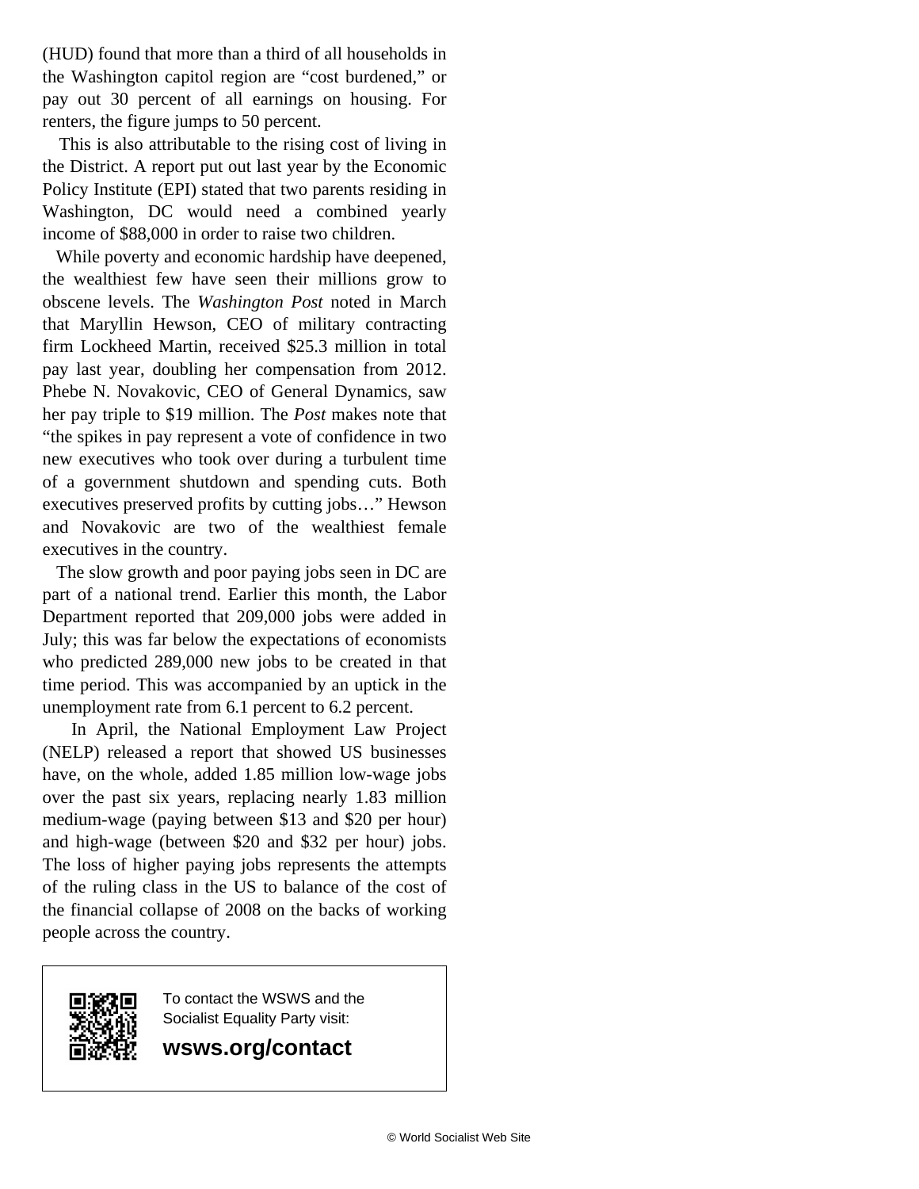(HUD) found that more than a third of all households in the Washington capitol region are "cost burdened," or pay out 30 percent of all earnings on housing. For renters, the figure jumps to 50 percent.

This is also attributable to the rising cost of living in the District. A report put out last year by the Economic Policy Institute (EPI) stated that two parents residing in Washington, DC would need a combined yearly income of $88,000 in order to raise two children.

While poverty and economic hardship have deepened, the wealthiest few have seen their millions grow to obscene levels. The *Washington Post* noted in March that Maryllin Hewson, CEO of military contracting firm Lockheed Martin, received $25.3 million in total pay last year, doubling her compensation from 2012. Phebe N. Novakovic, CEO of General Dynamics, saw her pay triple to $19 million. The *Post* makes note that "the spikes in pay represent a vote of confidence in two new executives who took over during a turbulent time of a government shutdown and spending cuts. Both executives preserved profits by cutting jobs…" Hewson and Novakovic are two of the wealthiest female executives in the country.

The slow growth and poor paying jobs seen in DC are part of a national trend. Earlier this month, the Labor Department reported that 209,000 jobs were added in July; this was far below the expectations of economists who predicted 289,000 new jobs to be created in that time period. This was accompanied by an uptick in the unemployment rate from 6.1 percent to 6.2 percent.

In April, the National Employment Law Project (NELP) released a report that showed US businesses have, on the whole, added 1.85 million low-wage jobs over the past six years, replacing nearly 1.83 million medium-wage (paying between $13 and $20 per hour) and high-wage (between $20 and $32 per hour) jobs. The loss of higher paying jobs represents the attempts of the ruling class in the US to balance of the cost of the financial collapse of 2008 on the backs of working people across the country.

To contact the WSWS and the Socialist Equality Party visit:

**wsws.org/contact**